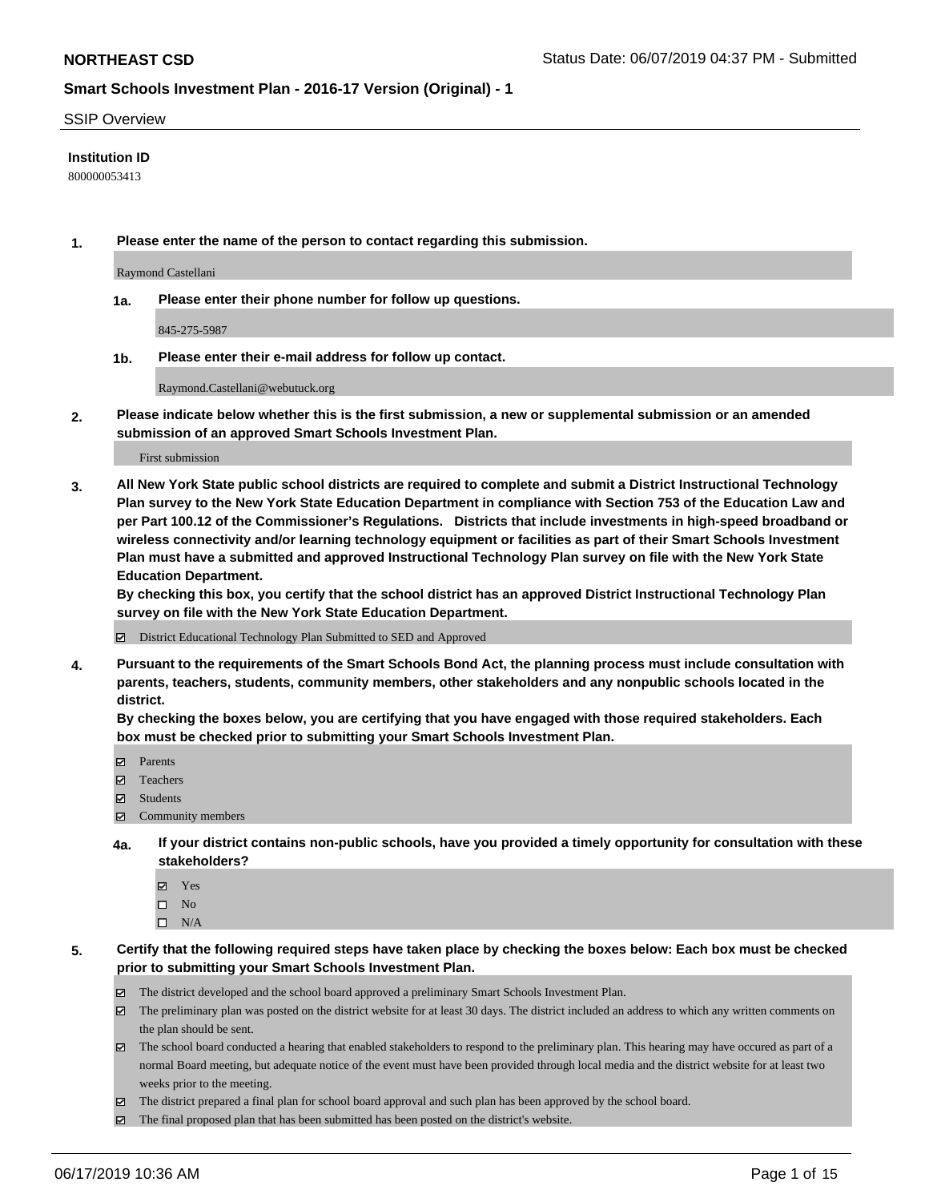# SSIP Overview

**Institution ID**

800000053413

**1. Please enter the name of the person to contact regarding this submission.**

Raymond Castellani

**1a. Please enter their phone number for follow up questions.**

845-275-5987

**1b. Please enter their e-mail address for follow up contact.**

Raymond.Castellani@webutuck.org

**2. Please indicate below whether this is the first submission, a new or supplemental submission or an amended submission of an approved Smart Schools Investment Plan.**

First submission

**3. All New York State public school districts are required to complete and submit a District Instructional Technology Plan survey to the New York State Education Department in compliance with Section 753 of the Education Law and per Part 100.12 of the Commissioner's Regulations. Districts that include investments in high-speed broadband or wireless connectivity and/or learning technology equipment or facilities as part of their Smart Schools Investment Plan must have a submitted and approved Instructional Technology Plan survey on file with the New York State Education Department.**
**By checking this box, you certify that the school district has an approved District Instructional Technology Plan survey on file with the New York State Education Department.**

- ☑ District Educational Technology Plan Submitted to SED and Approved

**4. Pursuant to the requirements of the Smart Schools Bond Act, the planning process must include consultation with parents, teachers, students, community members, other stakeholders and any nonpublic schools located in the district.**
**By checking the boxes below, you are certifying that you have engaged with those required stakeholders. Each box must be checked prior to submitting your Smart Schools Investment Plan.**

- ☑ Parents
- ☑ Teachers
- ☑ Students
- ☑ Community members

**4a. If your district contains non-public schools, have you provided a timely opportunity for consultation with these stakeholders?**

- ☑ Yes
- ☐ No
- ☐ N/A

**5. Certify that the following required steps have taken place by checking the boxes below: Each box must be checked prior to submitting your Smart Schools Investment Plan.**

- ☑ The district developed and the school board approved a preliminary Smart Schools Investment Plan.
- ☑ The preliminary plan was posted on the district website for at least 30 days. The district included an address to which any written comments on the plan should be sent.
- ☑ The school board conducted a hearing that enabled stakeholders to respond to the preliminary plan. This hearing may have occured as part of a normal Board meeting, but adequate notice of the event must have been provided through local media and the district website for at least two weeks prior to the meeting.
- ☑ The district prepared a final plan for school board approval and such plan has been approved by the school board.
- ☑ The final proposed plan that has been submitted has been posted on the district's website.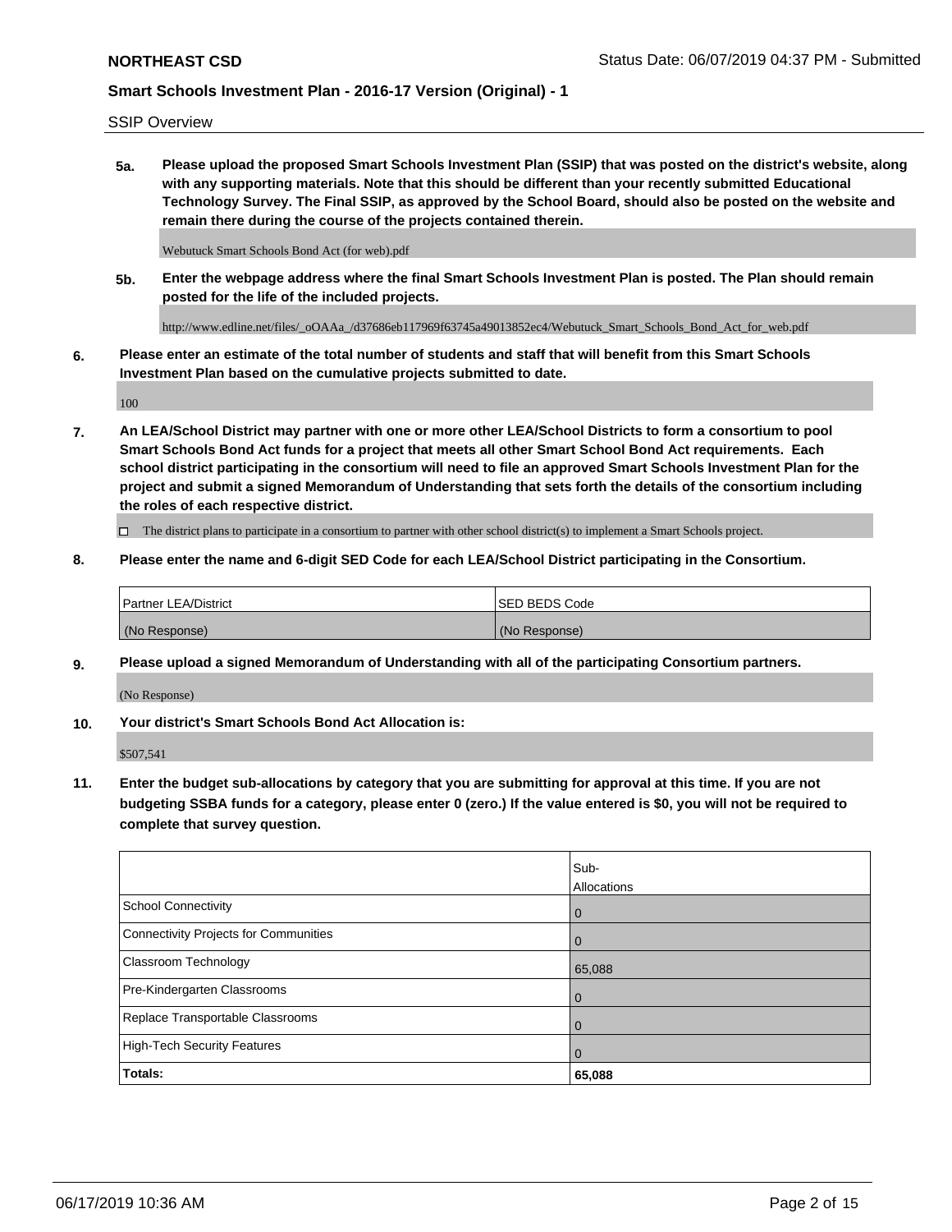SSIP Overview

**5a. Please upload the proposed Smart Schools Investment Plan (SSIP) that was posted on the district's website, along with any supporting materials. Note that this should be different than your recently submitted Educational Technology Survey. The Final SSIP, as approved by the School Board, should also be posted on the website and remain there during the course of the projects contained therein.**

Webutuck Smart Schools Bond Act (for web).pdf

**5b. Enter the webpage address where the final Smart Schools Investment Plan is posted. The Plan should remain posted for the life of the included projects.**

http://www.edline.net/files/_oOAAa_/d37686eb117969f63745a49013852ec4/Webutuck_Smart_Schools_Bond_Act_for_web.pdf

**6. Please enter an estimate of the total number of students and staff that will benefit from this Smart Schools Investment Plan based on the cumulative projects submitted to date.**

100

**7. An LEA/School District may partner with one or more other LEA/School Districts to form a consortium to pool Smart Schools Bond Act funds for a project that meets all other Smart School Bond Act requirements. Each school district participating in the consortium will need to file an approved Smart Schools Investment Plan for the project and submit a signed Memorandum of Understanding that sets forth the details of the consortium including the roles of each respective district.**

☐ The district plans to participate in a consortium to partner with other school district(s) to implement a Smart Schools project.

**8. Please enter the name and 6-digit SED Code for each LEA/School District participating in the Consortium.**

| Partner LEA/District | SED BEDS Code |
|---|---|
| (No Response) | (No Response) |

**9. Please upload a signed Memorandum of Understanding with all of the participating Consortium partners.**

(No Response)

**10. Your district's Smart Schools Bond Act Allocation is:**

$507,541

**11. Enter the budget sub-allocations by category that you are submitting for approval at this time. If you are not budgeting SSBA funds for a category, please enter 0 (zero.) If the value entered is $0, you will not be required to complete that survey question.**

| | Sub-Allocations |
|---|---|
| School Connectivity | 0 |
| Connectivity Projects for Communities | 0 |
| Classroom Technology | 65,088 |
| Pre-Kindergarten Classrooms | 0 |
| Replace Transportable Classrooms | 0 |
| High-Tech Security Features | 0 |
| **Totals:** | **65,088** |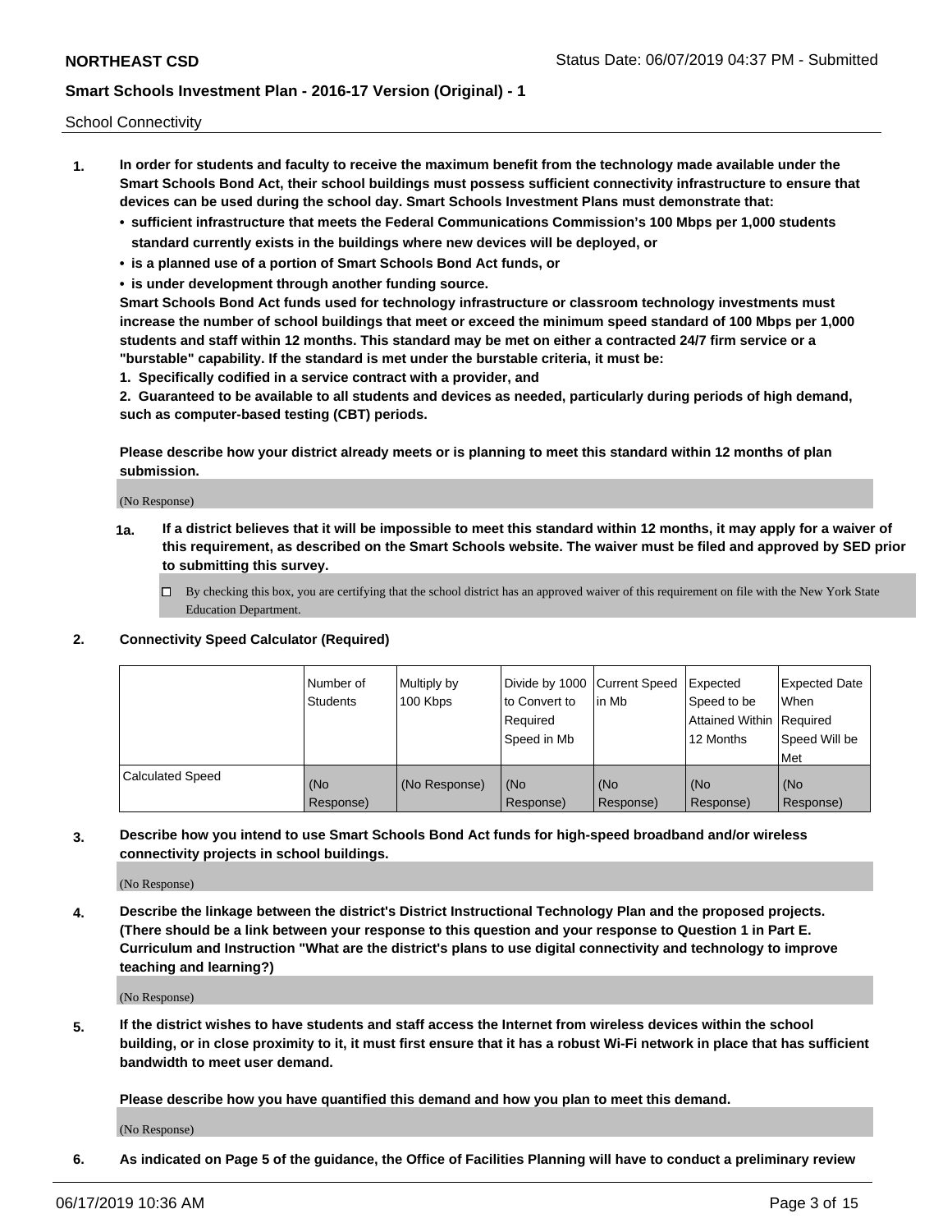School Connectivity

1. **In order for students and faculty to receive the maximum benefit from the technology made available under the Smart Schools Bond Act, their school buildings must possess sufficient connectivity infrastructure to ensure that devices can be used during the school day. Smart Schools Investment Plans must demonstrate that:**
   - **sufficient infrastructure that meets the Federal Communications Commission's 100 Mbps per 1,000 students standard currently exists in the buildings where new devices will be deployed, or**
   - **is a planned use of a portion of Smart Schools Bond Act funds, or**
   - **is under development through another funding source.**

   **Smart Schools Bond Act funds used for technology infrastructure or classroom technology investments must increase the number of school buildings that meet or exceed the minimum speed standard of 100 Mbps per 1,000 students and staff within 12 months. This standard may be met on either a contracted 24/7 firm service or a "burstable" capability. If the standard is met under the burstable criteria, it must be:**

   **1. Specifically codified in a service contract with a provider, and**

   **2. Guaranteed to be available to all students and devices as needed, particularly during periods of high demand, such as computer-based testing (CBT) periods.**

   **Please describe how your district already meets or is planning to meet this standard within 12 months of plan submission.**

   (No Response)

   **1a. If a district believes that it will be impossible to meet this standard within 12 months, it may apply for a waiver of this requirement, as described on the Smart Schools website. The waiver must be filed and approved by SED prior to submitting this survey.**

   ☐ By checking this box, you are certifying that the school district has an approved waiver of this requirement on file with the New York State Education Department.

2. **Connectivity Speed Calculator (Required)**

| | Number of Students | Multiply by 100 Kbps | Divide by 1000 to Convert to Required Speed in Mb | Current Speed in Mb | Expected Speed to be Attained Within 12 Months | Expected Date When Required Speed Will be Met |
|---|---|---|---|---|---|---|
| Calculated Speed | (No Response) | (No Response) | (No Response) | (No Response) | (No Response) | (No Response) |

3. **Describe how you intend to use Smart Schools Bond Act funds for high-speed broadband and/or wireless connectivity projects in school buildings.**

   (No Response)

4. **Describe the linkage between the district's District Instructional Technology Plan and the proposed projects. (There should be a link between your response to this question and your response to Question 1 in Part E. Curriculum and Instruction "What are the district's plans to use digital connectivity and technology to improve teaching and learning?)**

   (No Response)

5. **If the district wishes to have students and staff access the Internet from wireless devices within the school building, or in close proximity to it, it must first ensure that it has a robust Wi-Fi network in place that has sufficient bandwidth to meet user demand.**

   **Please describe how you have quantified this demand and how you plan to meet this demand.**

   (No Response)

6. **As indicated on Page 5 of the guidance, the Office of Facilities Planning will have to conduct a preliminary review**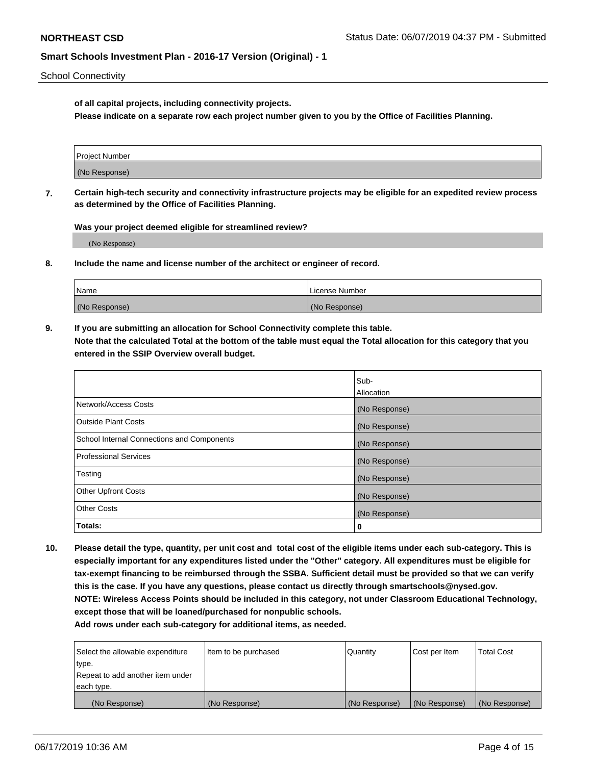**of all capital projects, including connectivity projects.**
**Please indicate on a separate row each project number given to you by the Office of Facilities Planning.**

| Project Number |
| --- |
| (No Response) |

**7. Certain high-tech security and connectivity infrastructure projects may be eligible for an expedited review process as determined by the Office of Facilities Planning.**

**Was your project deemed eligible for streamlined review?**

(No Response)

**8. Include the name and license number of the architect or engineer of record.**

| Name | License Number |
| --- | --- |
| (No Response) | (No Response) |

**9. If you are submitting an allocation for School Connectivity complete this table.**
**Note that the calculated Total at the bottom of the table must equal the Total allocation for this category that you entered in the SSIP Overview overall budget.**

| | Sub-Allocation |
| --- | --- |
| Network/Access Costs | (No Response) |
| Outside Plant Costs | (No Response) |
| School Internal Connections and Components | (No Response) |
| Professional Services | (No Response) |
| Testing | (No Response) |
| Other Upfront Costs | (No Response) |
| Other Costs | (No Response) |
| **Totals:** | **0** |

**10. Please detail the type, quantity, per unit cost and total cost of the eligible items under each sub-category. This is especially important for any expenditures listed under the "Other" category. All expenditures must be eligible for tax-exempt financing to be reimbursed through the SSBA. Sufficient detail must be provided so that we can verify this is the case. If you have any questions, please contact us directly through smartschools@nysed.gov.**
**NOTE: Wireless Access Points should be included in this category, not under Classroom Educational Technology, except those that will be loaned/purchased for nonpublic schools.**
**Add rows under each sub-category for additional items, as needed.**

| Select the allowable expenditure type. Repeat to add another item under each type. | Item to be purchased | Quantity | Cost per Item | Total Cost |
| --- | --- | --- | --- | --- |
| (No Response) | (No Response) | (No Response) | (No Response) | (No Response) |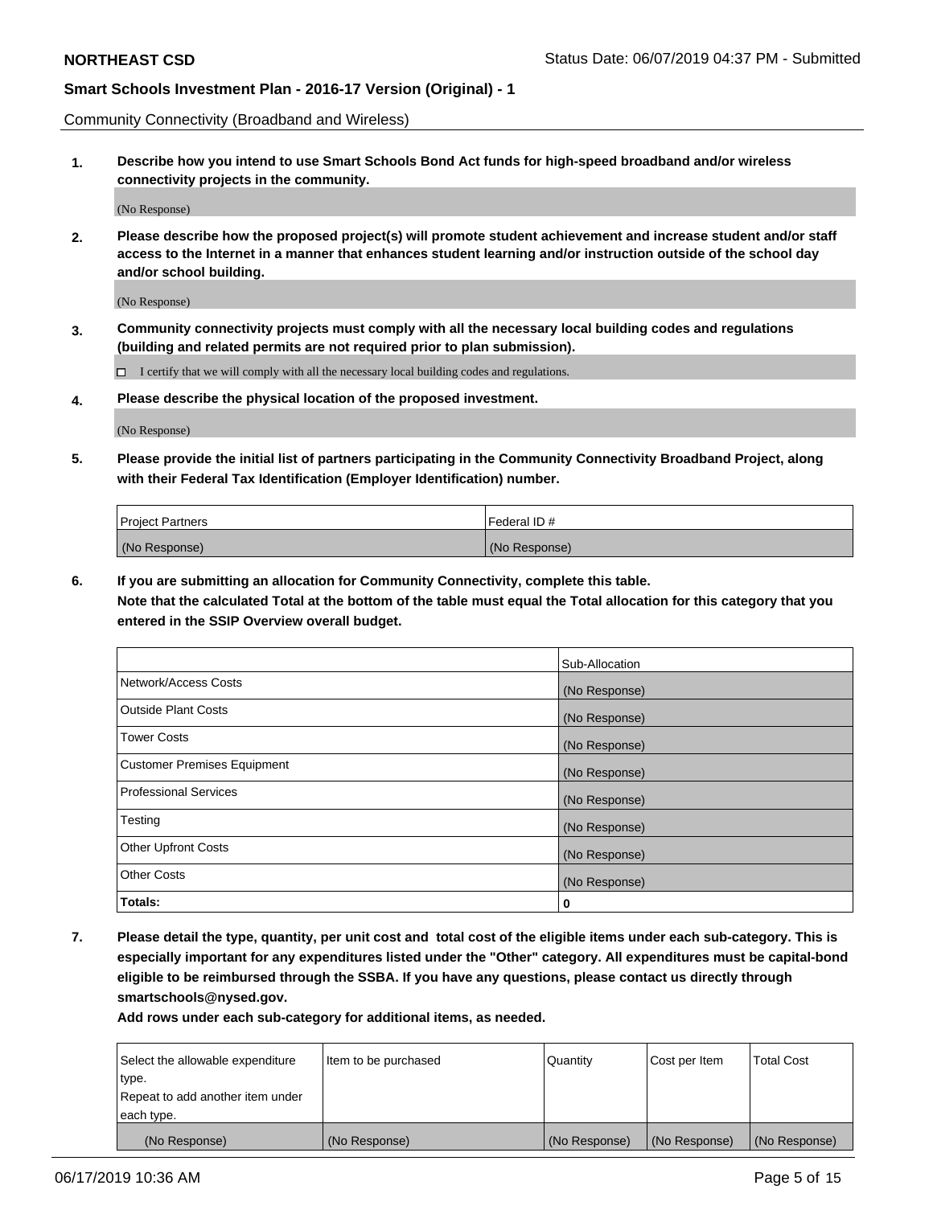Community Connectivity (Broadband and Wireless)

**1. Describe how you intend to use Smart Schools Bond Act funds for high-speed broadband and/or wireless connectivity projects in the community.**

(No Response)

**2. Please describe how the proposed project(s) will promote student achievement and increase student and/or staff access to the Internet in a manner that enhances student learning and/or instruction outside of the school day and/or school building.**

(No Response)

**3. Community connectivity projects must comply with all the necessary local building codes and regulations (building and related permits are not required prior to plan submission).**

☐ I certify that we will comply with all the necessary local building codes and regulations.

**4. Please describe the physical location of the proposed investment.**

(No Response)

**5. Please provide the initial list of partners participating in the Community Connectivity Broadband Project, along with their Federal Tax Identification (Employer Identification) number.**

| Project Partners | Federal ID # |
|---|---|
| (No Response) | (No Response) |

**6. If you are submitting an allocation for Community Connectivity, complete this table. Note that the calculated Total at the bottom of the table must equal the Total allocation for this category that you entered in the SSIP Overview overall budget.**

| | Sub-Allocation |
|---|---|
| Network/Access Costs | (No Response) |
| Outside Plant Costs | (No Response) |
| Tower Costs | (No Response) |
| Customer Premises Equipment | (No Response) |
| Professional Services | (No Response) |
| Testing | (No Response) |
| Other Upfront Costs | (No Response) |
| Other Costs | (No Response) |
| **Totals:** | **0** |

**7. Please detail the type, quantity, per unit cost and total cost of the eligible items under each sub-category. This is especially important for any expenditures listed under the "Other" category. All expenditures must be capital-bond eligible to be reimbursed through the SSBA. If you have any questions, please contact us directly through smartschools@nysed.gov.**

**Add rows under each sub-category for additional items, as needed.**

| Select the allowable expenditure type. Repeat to add another item under each type. | Item to be purchased | Quantity | Cost per Item | Total Cost |
|---|---|---|---|---|
| (No Response) | (No Response) | (No Response) | (No Response) | (No Response) |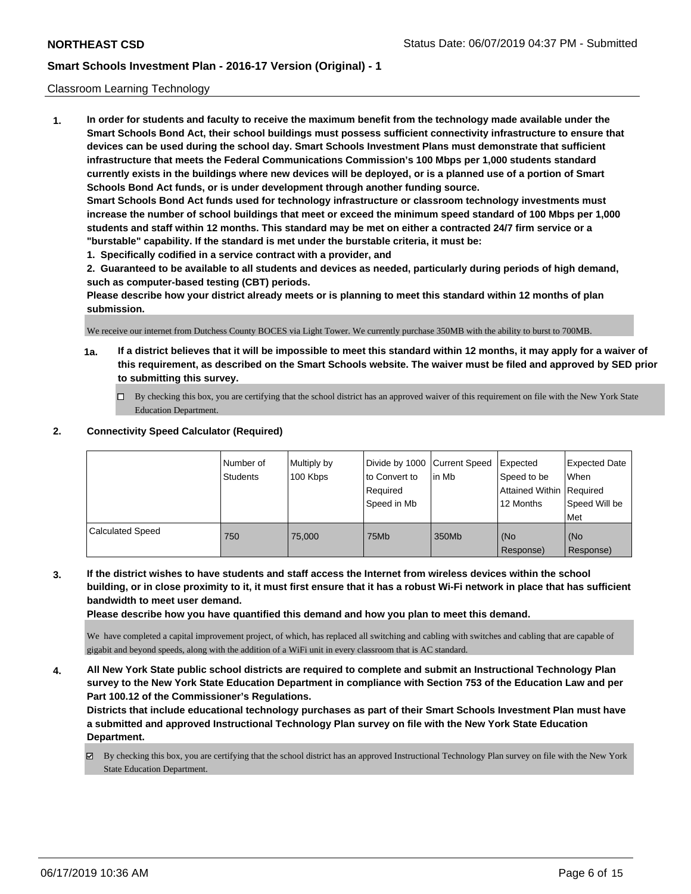Classroom Learning Technology

**1. In order for students and faculty to receive the maximum benefit from the technology made available under the Smart Schools Bond Act, their school buildings must possess sufficient connectivity infrastructure to ensure that devices can be used during the school day. Smart Schools Investment Plans must demonstrate that sufficient infrastructure that meets the Federal Communications Commission's 100 Mbps per 1,000 students standard currently exists in the buildings where new devices will be deployed, or is a planned use of a portion of Smart Schools Bond Act funds, or is under development through another funding source.**

**Smart Schools Bond Act funds used for technology infrastructure or classroom technology investments must increase the number of school buildings that meet or exceed the minimum speed standard of 100 Mbps per 1,000 students and staff within 12 months. This standard may be met on either a contracted 24/7 firm service or a "burstable" capability. If the standard is met under the burstable criteria, it must be:**

**1. Specifically codified in a service contract with a provider, and**

**2. Guaranteed to be available to all students and devices as needed, particularly during periods of high demand, such as computer-based testing (CBT) periods.**

**Please describe how your district already meets or is planning to meet this standard within 12 months of plan submission.**

We receive our internet from Dutchess County BOCES via Light Tower. We currently purchase 350MB with the ability to burst to 700MB.

**1a. If a district believes that it will be impossible to meet this standard within 12 months, it may apply for a waiver of this requirement, as described on the Smart Schools website. The waiver must be filed and approved by SED prior to submitting this survey.**

☐ By checking this box, you are certifying that the school district has an approved waiver of this requirement on file with the New York State Education Department.

**2. Connectivity Speed Calculator (Required)**

| | Number of Students | Multiply by 100 Kbps | Divide by 1000 to Convert to Required Speed in Mb | Current Speed in Mb | Expected Speed to be Attained Within 12 Months | Expected Date When Required Speed Will be Met |
|---|---|---|---|---|---|---|
| Calculated Speed | 750 | 75,000 | 75Mb | 350Mb | (No Response) | (No Response) |

**3. If the district wishes to have students and staff access the Internet from wireless devices within the school building, or in close proximity to it, it must first ensure that it has a robust Wi-Fi network in place that has sufficient bandwidth to meet user demand.**

**Please describe how you have quantified this demand and how you plan to meet this demand.**

We have completed a capital improvement project, of which, has replaced all switching and cabling with switches and cabling that are capable of gigabit and beyond speeds, along with the addition of a WiFi unit in every classroom that is AC standard.

**4. All New York State public school districts are required to complete and submit an Instructional Technology Plan survey to the New York State Education Department in compliance with Section 753 of the Education Law and per Part 100.12 of the Commissioner's Regulations.**

**Districts that include educational technology purchases as part of their Smart Schools Investment Plan must have a submitted and approved Instructional Technology Plan survey on file with the New York State Education Department.**

☑ By checking this box, you are certifying that the school district has an approved Instructional Technology Plan survey on file with the New York State Education Department.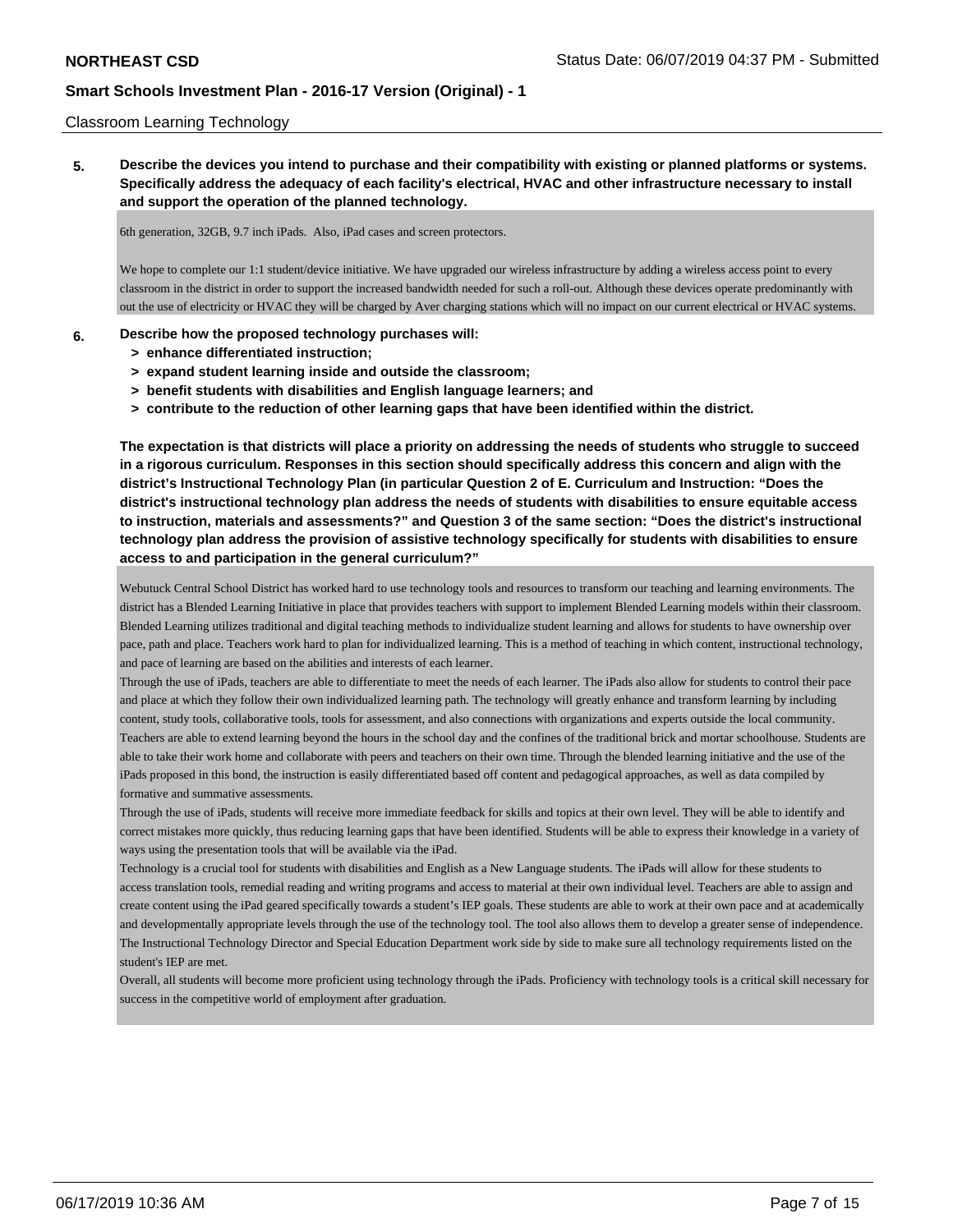Classroom Learning Technology

**5. Describe the devices you intend to purchase and their compatibility with existing or planned platforms or systems. Specifically address the adequacy of each facility's electrical, HVAC and other infrastructure necessary to install and support the operation of the planned technology.**

6th generation, 32GB, 9.7 inch iPads. Also, iPad cases and screen protectors.

We hope to complete our 1:1 student/device initiative. We have upgraded our wireless infrastructure by adding a wireless access point to every classroom in the district in order to support the increased bandwidth needed for such a roll-out. Although these devices operate predominantly with out the use of electricity or HVAC they will be charged by Aver charging stations which will no impact on our current electrical or HVAC systems.

**6. Describe how the proposed technology purchases will:**
- **> enhance differentiated instruction;**
- **> expand student learning inside and outside the classroom;**
- **> benefit students with disabilities and English language learners; and**
- **> contribute to the reduction of other learning gaps that have been identified within the district.**

**The expectation is that districts will place a priority on addressing the needs of students who struggle to succeed in a rigorous curriculum. Responses in this section should specifically address this concern and align with the district's Instructional Technology Plan (in particular Question 2 of E. Curriculum and Instruction: "Does the district's instructional technology plan address the needs of students with disabilities to ensure equitable access to instruction, materials and assessments?" and Question 3 of the same section: "Does the district's instructional technology plan address the provision of assistive technology specifically for students with disabilities to ensure access to and participation in the general curriculum?"**

Webutuck Central School District has worked hard to use technology tools and resources to transform our teaching and learning environments. The district has a Blended Learning Initiative in place that provides teachers with support to implement Blended Learning models within their classroom. Blended Learning utilizes traditional and digital teaching methods to individualize student learning and allows for students to have ownership over pace, path and place. Teachers work hard to plan for individualized learning. This is a method of teaching in which content, instructional technology, and pace of learning are based on the abilities and interests of each learner.

Through the use of iPads, teachers are able to differentiate to meet the needs of each learner. The iPads also allow for students to control their pace and place at which they follow their own individualized learning path. The technology will greatly enhance and transform learning by including content, study tools, collaborative tools, tools for assessment, and also connections with organizations and experts outside the local community. Teachers are able to extend learning beyond the hours in the school day and the confines of the traditional brick and mortar schoolhouse. Students are able to take their work home and collaborate with peers and teachers on their own time. Through the blended learning initiative and the use of the iPads proposed in this bond, the instruction is easily differentiated based off content and pedagogical approaches, as well as data compiled by formative and summative assessments.

Through the use of iPads, students will receive more immediate feedback for skills and topics at their own level. They will be able to identify and correct mistakes more quickly, thus reducing learning gaps that have been identified. Students will be able to express their knowledge in a variety of ways using the presentation tools that will be available via the iPad.

Technology is a crucial tool for students with disabilities and English as a New Language students. The iPads will allow for these students to access translation tools, remedial reading and writing programs and access to material at their own individual level. Teachers are able to assign and create content using the iPad geared specifically towards a student's IEP goals. These students are able to work at their own pace and at academically and developmentally appropriate levels through the use of the technology tool. The tool also allows them to develop a greater sense of independence. The Instructional Technology Director and Special Education Department work side by side to make sure all technology requirements listed on the student's IEP are met.

Overall, all students will become more proficient using technology through the iPads. Proficiency with technology tools is a critical skill necessary for success in the competitive world of employment after graduation.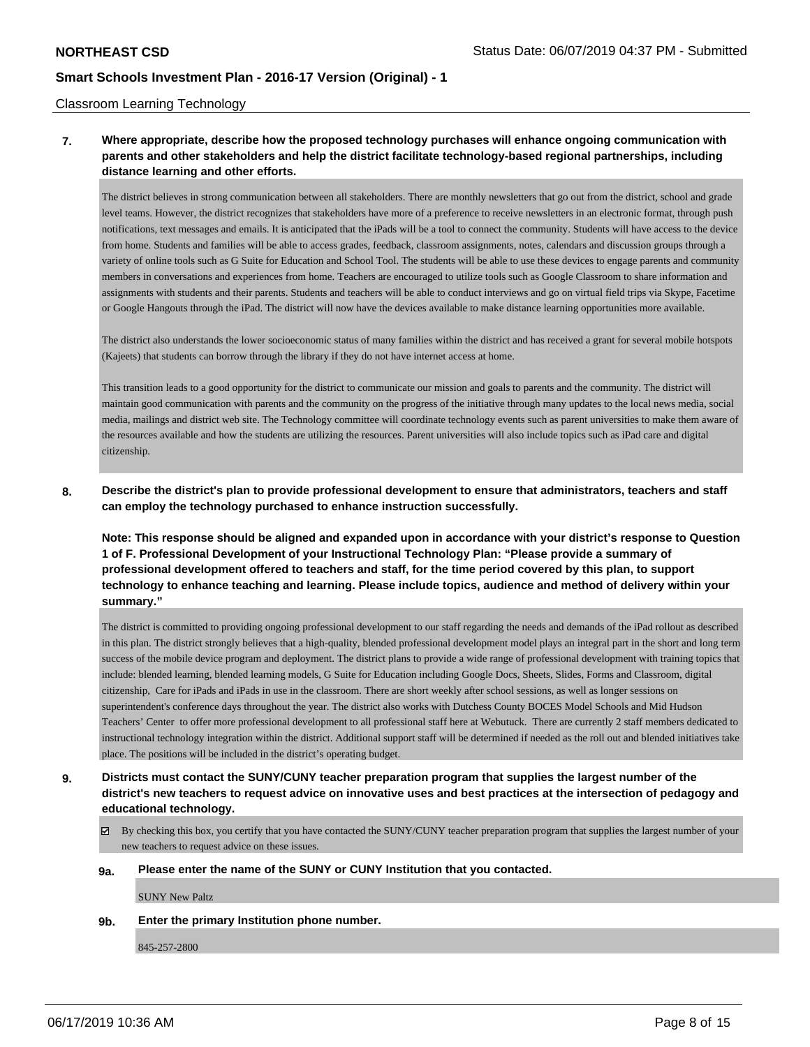Classroom Learning Technology

**7. Where appropriate, describe how the proposed technology purchases will enhance ongoing communication with parents and other stakeholders and help the district facilitate technology-based regional partnerships, including distance learning and other efforts.**

The district believes in strong communication between all stakeholders. There are monthly newsletters that go out from the district, school and grade level teams. However, the district recognizes that stakeholders have more of a preference to receive newsletters in an electronic format, through push notifications, text messages and emails. It is anticipated that the iPads will be a tool to connect the community. Students will have access to the device from home. Students and families will be able to access grades, feedback, classroom assignments, notes, calendars and discussion groups through a variety of online tools such as G Suite for Education and School Tool. The students will be able to use these devices to engage parents and community members in conversations and experiences from home. Teachers are encouraged to utilize tools such as Google Classroom to share information and assignments with students and their parents. Students and teachers will be able to conduct interviews and go on virtual field trips via Skype, Facetime or Google Hangouts through the iPad. The district will now have the devices available to make distance learning opportunities more available.

The district also understands the lower socioeconomic status of many families within the district and has received a grant for several mobile hotspots (Kajeets) that students can borrow through the library if they do not have internet access at home.

This transition leads to a good opportunity for the district to communicate our mission and goals to parents and the community. The district will maintain good communication with parents and the community on the progress of the initiative through many updates to the local news media, social media, mailings and district web site. The Technology committee will coordinate technology events such as parent universities to make them aware of the resources available and how the students are utilizing the resources. Parent universities will also include topics such as iPad care and digital citizenship.

**8. Describe the district's plan to provide professional development to ensure that administrators, teachers and staff can employ the technology purchased to enhance instruction successfully.**

**Note: This response should be aligned and expanded upon in accordance with your district's response to Question 1 of F. Professional Development of your Instructional Technology Plan: "Please provide a summary of professional development offered to teachers and staff, for the time period covered by this plan, to support technology to enhance teaching and learning. Please include topics, audience and method of delivery within your summary."**

The district is committed to providing ongoing professional development to our staff regarding the needs and demands of the iPad rollout as described in this plan. The district strongly believes that a high-quality, blended professional development model plays an integral part in the short and long term success of the mobile device program and deployment. The district plans to provide a wide range of professional development with training topics that include: blended learning, blended learning models, G Suite for Education including Google Docs, Sheets, Slides, Forms and Classroom, digital citizenship, Care for iPads and iPads in use in the classroom. There are short weekly after school sessions, as well as longer sessions on superintendent's conference days throughout the year. The district also works with Dutchess County BOCES Model Schools and Mid Hudson Teachers' Center to offer more professional development to all professional staff here at Webutuck. There are currently 2 staff members dedicated to instructional technology integration within the district. Additional support staff will be determined if needed as the roll out and blended initiatives take place. The positions will be included in the district's operating budget.

**9. Districts must contact the SUNY/CUNY teacher preparation program that supplies the largest number of the district's new teachers to request advice on innovative uses and best practices at the intersection of pedagogy and educational technology.**

☑ By checking this box, you certify that you have contacted the SUNY/CUNY teacher preparation program that supplies the largest number of your new teachers to request advice on these issues.

**9a. Please enter the name of the SUNY or CUNY Institution that you contacted.**

SUNY New Paltz

**9b. Enter the primary Institution phone number.**

845-257-2800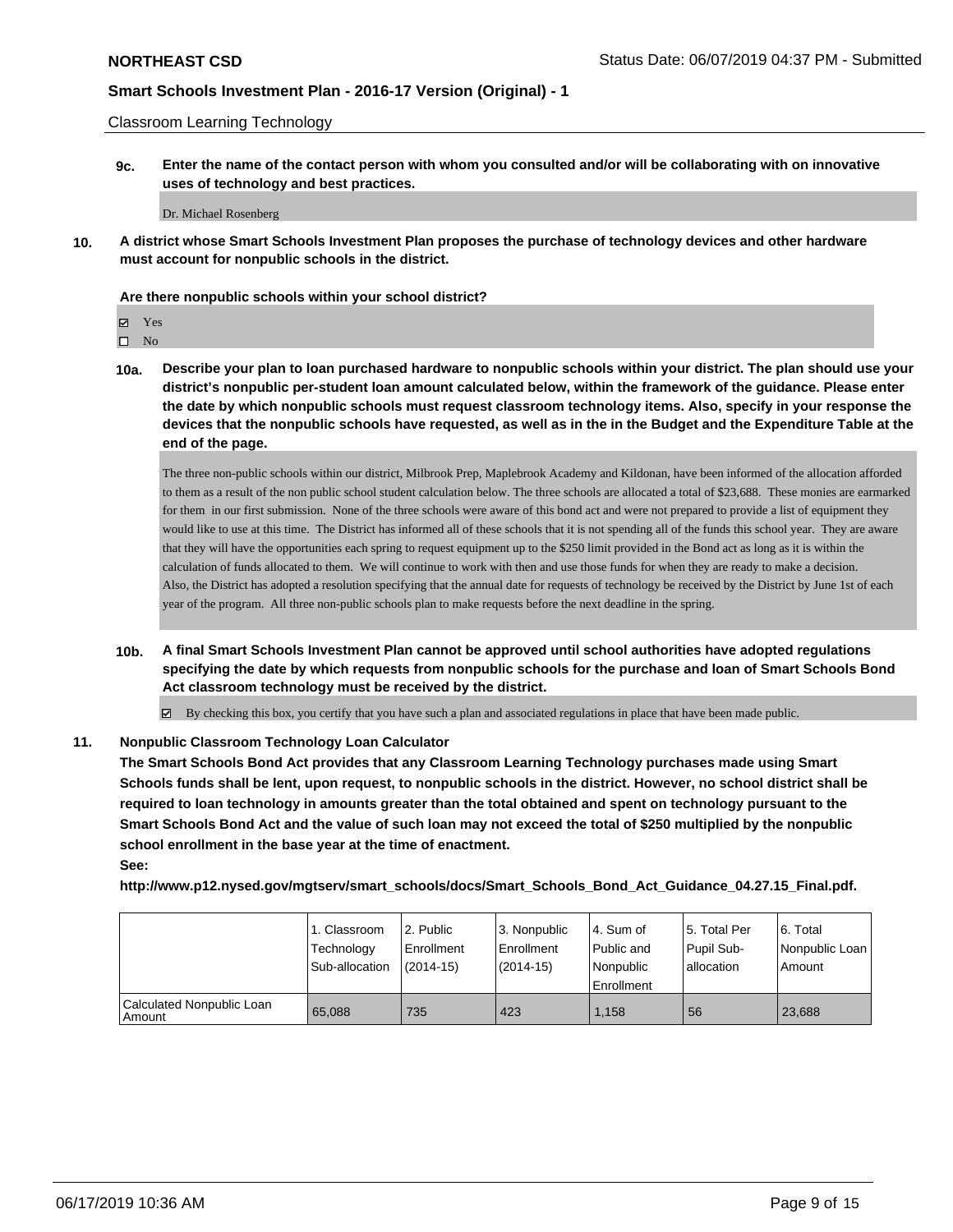Classroom Learning Technology

**9c. Enter the name of the contact person with whom you consulted and/or will be collaborating with on innovative uses of technology and best practices.**

Dr. Michael Rosenberg

**10. A district whose Smart Schools Investment Plan proposes the purchase of technology devices and other hardware must account for nonpublic schools in the district.**

**Are there nonpublic schools within your school district?**

- ☑ Yes
- ☐ No

**10a. Describe your plan to loan purchased hardware to nonpublic schools within your district. The plan should use your district's nonpublic per-student loan amount calculated below, within the framework of the guidance. Please enter the date by which nonpublic schools must request classroom technology items. Also, specify in your response the devices that the nonpublic schools have requested, as well as in the in the Budget and the Expenditure Table at the end of the page.**

The three non-public schools within our district, Milbrook Prep, Maplebrook Academy and Kildonan, have been informed of the allocation afforded to them as a result of the non public school student calculation below. The three schools are allocated a total of $23,688. These monies are earmarked for them in our first submission. None of the three schools were aware of this bond act and were not prepared to provide a list of equipment they would like to use at this time. The District has informed all of these schools that it is not spending all of the funds this school year. They are aware that they will have the opportunities each spring to request equipment up to the $250 limit provided in the Bond act as long as it is within the calculation of funds allocated to them. We will continue to work with then and use those funds for when they are ready to make a decision.
Also, the District has adopted a resolution specifying that the annual date for requests of technology be received by the District by June 1st of each year of the program. All three non-public schools plan to make requests before the next deadline in the spring.

**10b. A final Smart Schools Investment Plan cannot be approved until school authorities have adopted regulations specifying the date by which requests from nonpublic schools for the purchase and loan of Smart Schools Bond Act classroom technology must be received by the district.**

☑ By checking this box, you certify that you have such a plan and associated regulations in place that have been made public.

**11. Nonpublic Classroom Technology Loan Calculator**

**The Smart Schools Bond Act provides that any Classroom Learning Technology purchases made using Smart Schools funds shall be lent, upon request, to nonpublic schools in the district. However, no school district shall be required to loan technology in amounts greater than the total obtained and spent on technology pursuant to the Smart Schools Bond Act and the value of such loan may not exceed the total of $250 multiplied by the nonpublic school enrollment in the base year at the time of enactment.**

**See:**

**http://www.p12.nysed.gov/mgtserv/smart_schools/docs/Smart_Schools_Bond_Act_Guidance_04.27.15_Final.pdf.**

| | 1. Classroom Technology Sub-allocation | 2. Public Enrollment (2014-15) | 3. Nonpublic Enrollment (2014-15) | 4. Sum of Public and Nonpublic Enrollment | 5. Total Per Pupil Sub-allocation | 6. Total Nonpublic Loan Amount |
|---|---|---|---|---|---|---|
| Calculated Nonpublic Loan Amount | 65,088 | 735 | 423 | 1,158 | 56 | 23,688 |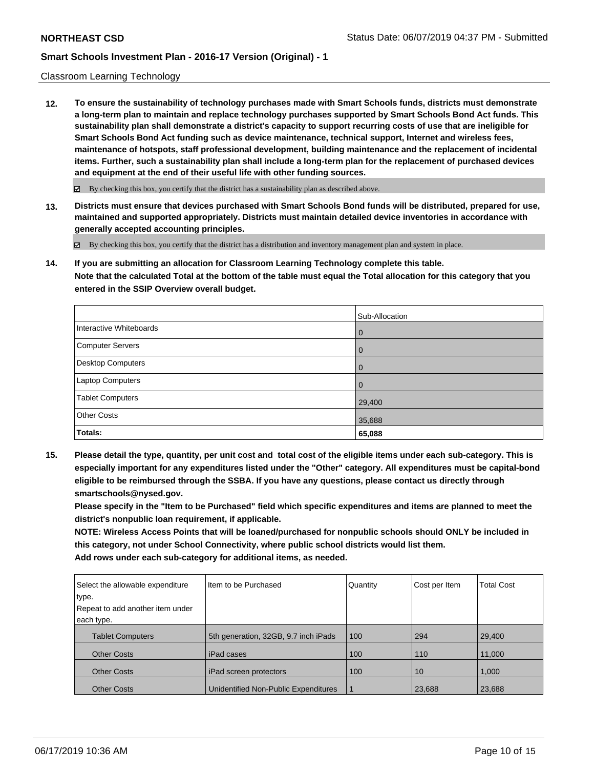Classroom Learning Technology

**12. To ensure the sustainability of technology purchases made with Smart Schools funds, districts must demonstrate a long-term plan to maintain and replace technology purchases supported by Smart Schools Bond Act funds. This sustainability plan shall demonstrate a district's capacity to support recurring costs of use that are ineligible for Smart Schools Bond Act funding such as device maintenance, technical support, Internet and wireless fees, maintenance of hotspots, staff professional development, building maintenance and the replacement of incidental items. Further, such a sustainability plan shall include a long-term plan for the replacement of purchased devices and equipment at the end of their useful life with other funding sources.**

☑ By checking this box, you certify that the district has a sustainability plan as described above.

**13. Districts must ensure that devices purchased with Smart Schools Bond funds will be distributed, prepared for use, maintained and supported appropriately. Districts must maintain detailed device inventories in accordance with generally accepted accounting principles.**

☑ By checking this box, you certify that the district has a distribution and inventory management plan and system in place.

**14. If you are submitting an allocation for Classroom Learning Technology complete this table.**
**Note that the calculated Total at the bottom of the table must equal the Total allocation for this category that you entered in the SSIP Overview overall budget.**

| | Sub-Allocation |
|---|---|
| Interactive Whiteboards | 0 |
| Computer Servers | 0 |
| Desktop Computers | 0 |
| Laptop Computers | 0 |
| Tablet Computers | 29,400 |
| Other Costs | 35,688 |
| **Totals:** | **65,088** |

**15. Please detail the type, quantity, per unit cost and total cost of the eligible items under each sub-category. This is especially important for any expenditures listed under the "Other" category. All expenditures must be capital-bond eligible to be reimbursed through the SSBA. If you have any questions, please contact us directly through smartschools@nysed.gov.**
**Please specify in the "Item to be Purchased" field which specific expenditures and items are planned to meet the district's nonpublic loan requirement, if applicable.**
**NOTE: Wireless Access Points that will be loaned/purchased for nonpublic schools should ONLY be included in this category, not under School Connectivity, where public school districts would list them.**
**Add rows under each sub-category for additional items, as needed.**

| Select the allowable expenditure type. Repeat to add another item under each type. | Item to be Purchased | Quantity | Cost per Item | Total Cost |
|---|---|---|---|---|
| Tablet Computers | 5th generation, 32GB, 9.7 inch iPads | 100 | 294 | 29,400 |
| Other Costs | iPad cases | 100 | 110 | 11,000 |
| Other Costs | iPad screen protectors | 100 | 10 | 1,000 |
| Other Costs | Unidentified Non-Public Expenditures | 1 | 23,688 | 23,688 |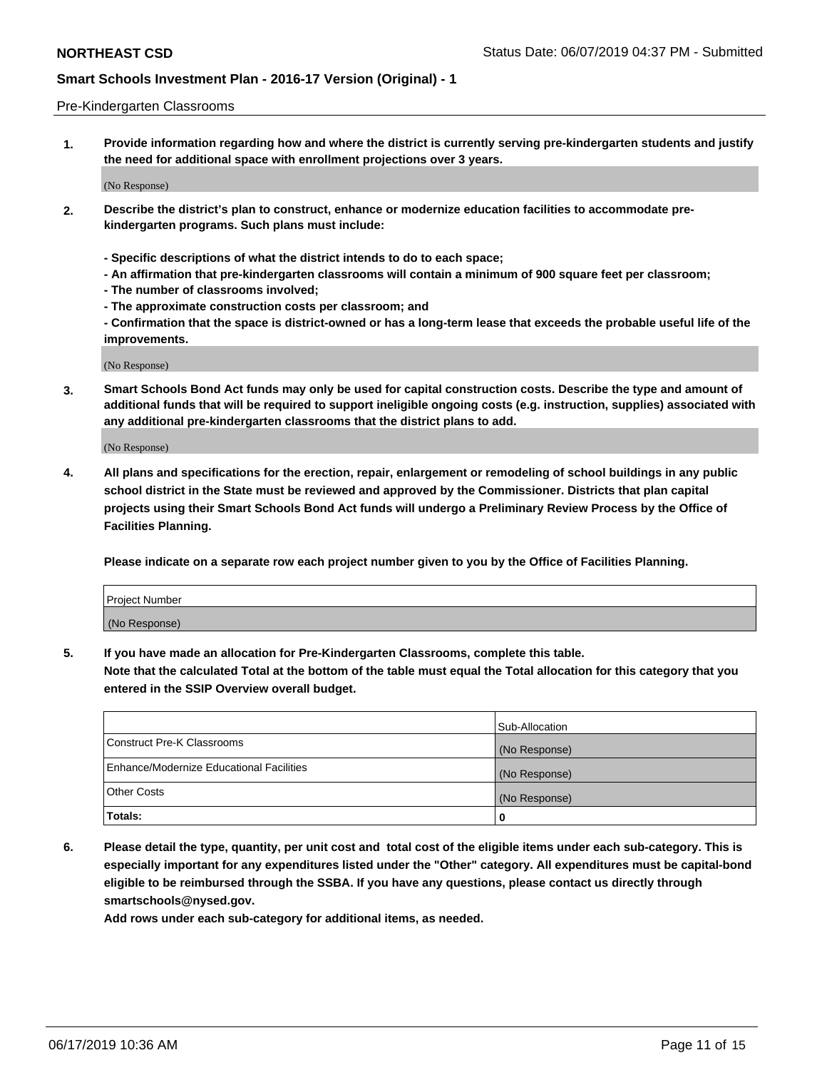Pre-Kindergarten Classrooms

**1. Provide information regarding how and where the district is currently serving pre-kindergarten students and justify the need for additional space with enrollment projections over 3 years.**

(No Response)

**2. Describe the district's plan to construct, enhance or modernize education facilities to accommodate pre-kindergarten programs. Such plans must include:**

**- Specific descriptions of what the district intends to do to each space;**
**- An affirmation that pre-kindergarten classrooms will contain a minimum of 900 square feet per classroom;**
**- The number of classrooms involved;**
**- The approximate construction costs per classroom; and**
**- Confirmation that the space is district-owned or has a long-term lease that exceeds the probable useful life of the improvements.**

(No Response)

**3. Smart Schools Bond Act funds may only be used for capital construction costs. Describe the type and amount of additional funds that will be required to support ineligible ongoing costs (e.g. instruction, supplies) associated with any additional pre-kindergarten classrooms that the district plans to add.**

(No Response)

**4. All plans and specifications for the erection, repair, enlargement or remodeling of school buildings in any public school district in the State must be reviewed and approved by the Commissioner. Districts that plan capital projects using their Smart Schools Bond Act funds will undergo a Preliminary Review Process by the Office of Facilities Planning.**

**Please indicate on a separate row each project number given to you by the Office of Facilities Planning.**

| Project Number |
|---|
| (No Response) |

**5. If you have made an allocation for Pre-Kindergarten Classrooms, complete this table.**
**Note that the calculated Total at the bottom of the table must equal the Total allocation for this category that you entered in the SSIP Overview overall budget.**

| | Sub-Allocation |
|---|---|
| Construct Pre-K Classrooms | (No Response) |
| Enhance/Modernize Educational Facilities | (No Response) |
| Other Costs | (No Response) |
| **Totals:** | **0** |

**6. Please detail the type, quantity, per unit cost and total cost of the eligible items under each sub-category. This is especially important for any expenditures listed under the "Other" category. All expenditures must be capital-bond eligible to be reimbursed through the SSBA. If you have any questions, please contact us directly through smartschools@nysed.gov.**
**Add rows under each sub-category for additional items, as needed.**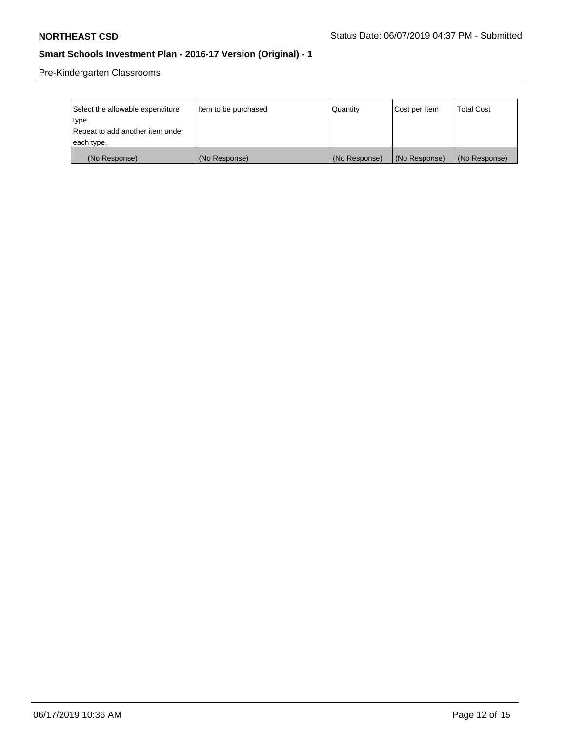Pre-Kindergarten Classrooms

| Select the allowable expenditure type. Repeat to add another item under each type. | Item to be purchased | Quantity | Cost per Item | Total Cost |
|---|---|---|---|---|
| (No Response) | (No Response) | (No Response) | (No Response) | (No Response) |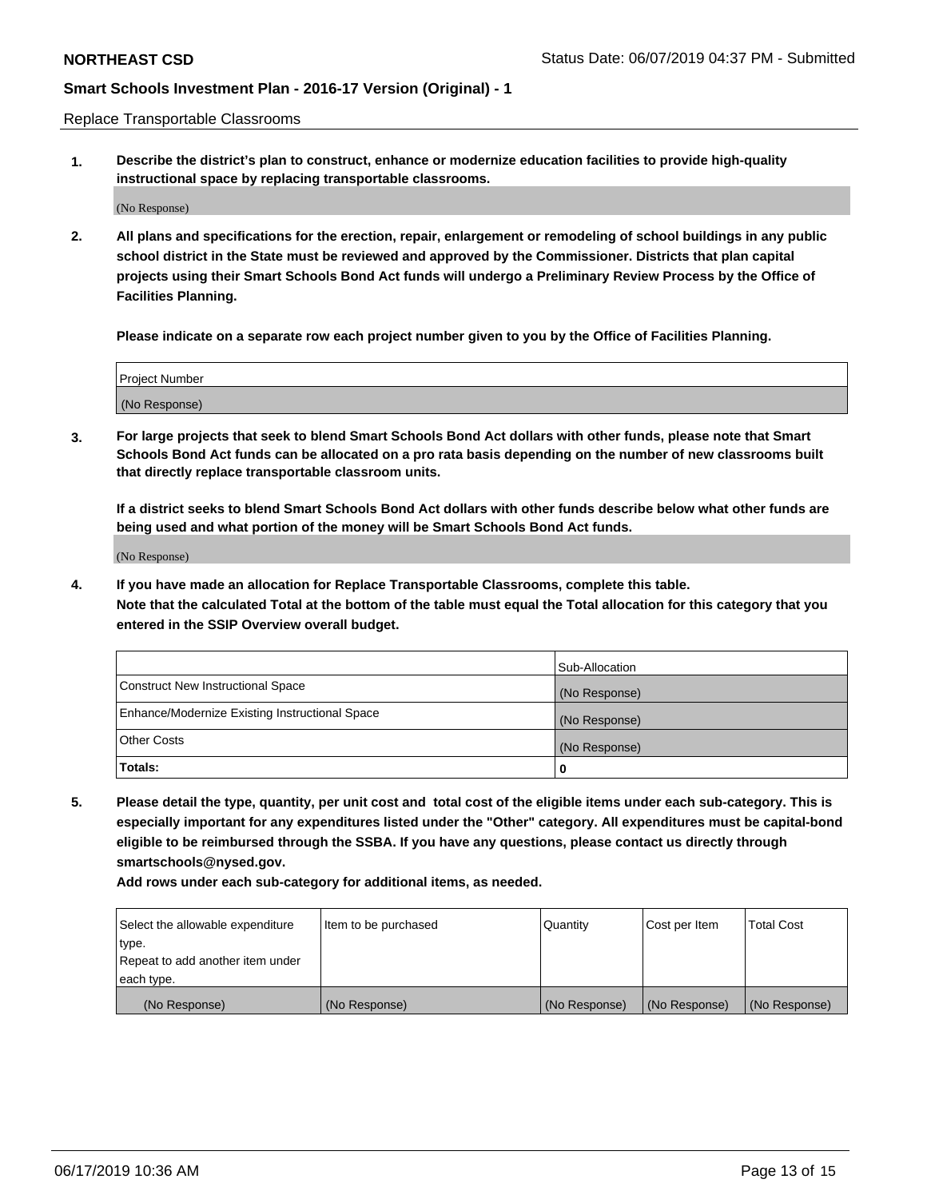Replace Transportable Classrooms

**1. Describe the district's plan to construct, enhance or modernize education facilities to provide high-quality instructional space by replacing transportable classrooms.**

(No Response)

**2. All plans and specifications for the erection, repair, enlargement or remodeling of school buildings in any public school district in the State must be reviewed and approved by the Commissioner. Districts that plan capital projects using their Smart Schools Bond Act funds will undergo a Preliminary Review Process by the Office of Facilities Planning.**

**Please indicate on a separate row each project number given to you by the Office of Facilities Planning.**

| Project Number |
| --- |
| (No Response) |

**3. For large projects that seek to blend Smart Schools Bond Act dollars with other funds, please note that Smart Schools Bond Act funds can be allocated on a pro rata basis depending on the number of new classrooms built that directly replace transportable classroom units.**

**If a district seeks to blend Smart Schools Bond Act dollars with other funds describe below what other funds are being used and what portion of the money will be Smart Schools Bond Act funds.**

(No Response)

**4. If you have made an allocation for Replace Transportable Classrooms, complete this table. Note that the calculated Total at the bottom of the table must equal the Total allocation for this category that you entered in the SSIP Overview overall budget.**

| | Sub-Allocation |
| --- | --- |
| Construct New Instructional Space | (No Response) |
| Enhance/Modernize Existing Instructional Space | (No Response) |
| Other Costs | (No Response) |
| **Totals:** | **0** |

**5. Please detail the type, quantity, per unit cost and total cost of the eligible items under each sub-category. This is especially important for any expenditures listed under the "Other" category. All expenditures must be capital-bond eligible to be reimbursed through the SSBA. If you have any questions, please contact us directly through smartschools@nysed.gov.**

**Add rows under each sub-category for additional items, as needed.**

| Select the allowable expenditure type. Repeat to add another item under each type. | Item to be purchased | Quantity | Cost per Item | Total Cost |
| --- | --- | --- | --- | --- |
| (No Response) | (No Response) | (No Response) | (No Response) | (No Response) |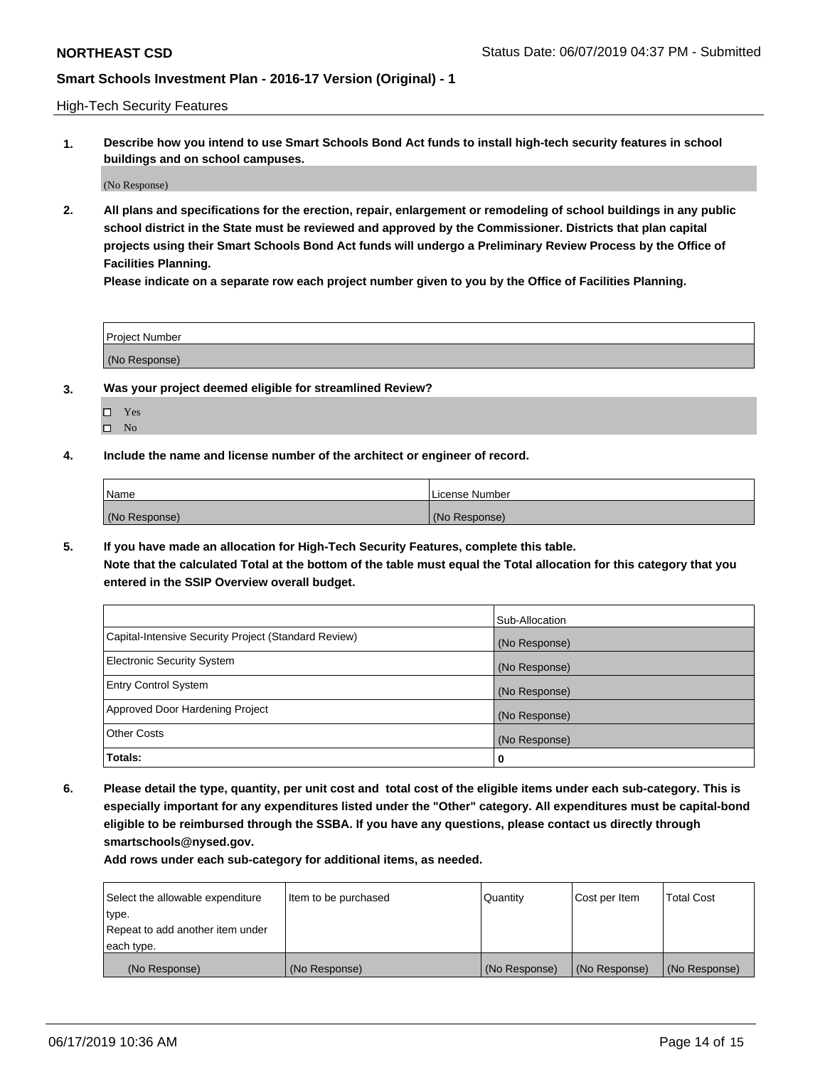## High-Tech Security Features

**1. Describe how you intend to use Smart Schools Bond Act funds to install high-tech security features in school buildings and on school campuses.**

(No Response)

**2. All plans and specifications for the erection, repair, enlargement or remodeling of school buildings in any public school district in the State must be reviewed and approved by the Commissioner. Districts that plan capital projects using their Smart Schools Bond Act funds will undergo a Preliminary Review Process by the Office of Facilities Planning.**

**Please indicate on a separate row each project number given to you by the Office of Facilities Planning.**

| Project Number |
|---|
| (No Response) |

**3. Was your project deemed eligible for streamlined Review?**

- ☐ Yes
- ☐ No

**4. Include the name and license number of the architect or engineer of record.**

| Name | License Number |
|---|---|
| (No Response) | (No Response) |

**5. If you have made an allocation for High-Tech Security Features, complete this table.**
**Note that the calculated Total at the bottom of the table must equal the Total allocation for this category that you entered in the SSIP Overview overall budget.**

| | Sub-Allocation |
|---|---|
| Capital-Intensive Security Project (Standard Review) | (No Response) |
| Electronic Security System | (No Response) |
| Entry Control System | (No Response) |
| Approved Door Hardening Project | (No Response) |
| Other Costs | (No Response) |
| **Totals:** | **0** |

**6. Please detail the type, quantity, per unit cost and total cost of the eligible items under each sub-category. This is especially important for any expenditures listed under the "Other" category. All expenditures must be capital-bond eligible to be reimbursed through the SSBA. If you have any questions, please contact us directly through smartschools@nysed.gov.**

**Add rows under each sub-category for additional items, as needed.**

| Select the allowable expenditure type. Repeat to add another item under each type. | Item to be purchased | Quantity | Cost per Item | Total Cost |
|---|---|---|---|---|
| (No Response) | (No Response) | (No Response) | (No Response) | (No Response) |